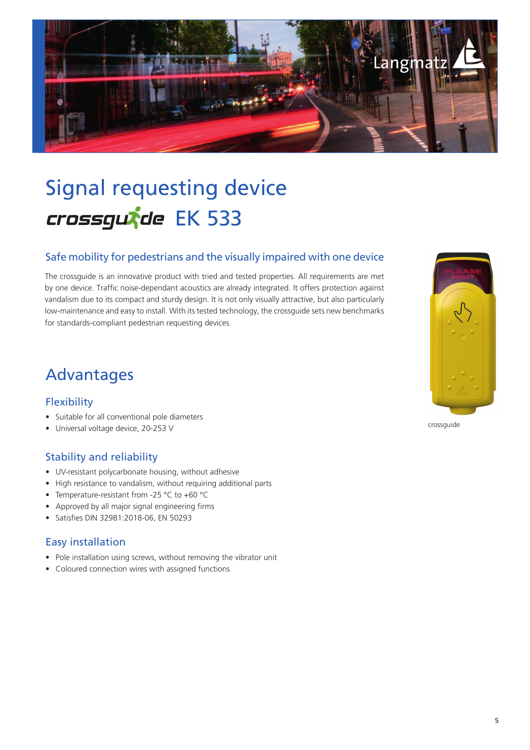# Signal requesting device

## crossguide EK 533

### Safe mobility for pedestrians and the visually impaired with one device

The crossguide is an innovative product with tried and tested properties. All requirements are met by one device. Traffic noise-dependant acoustics are already integrated. It offers protection against vandalism due to its compact and sturdy design. It is not only visually attractive, but also particularly low-maintenance and easy to install. With its tested technology, the crossguide sets new benchmarks for standards-compliant pedestrian requesting devices.

crossguide

## Advantages

### Flexibility

- Suitable for all conventional pole diameters
- Universal voltage device, 20-253 V

### Stability and reliability

- UV-resistant polycarbonate housing, without adhesive
- High resistance to vandalism, without requiring additional parts
- Temperature-resistant from -25 °C to +60 °C
- Approved by all major signal engineering firms
- Satisfies DIN 32981:2018-06, EN 50293

### Easy installation

- Pole installation using screws, without removing the vibrator unit
- Coloured connection wires with assigned functions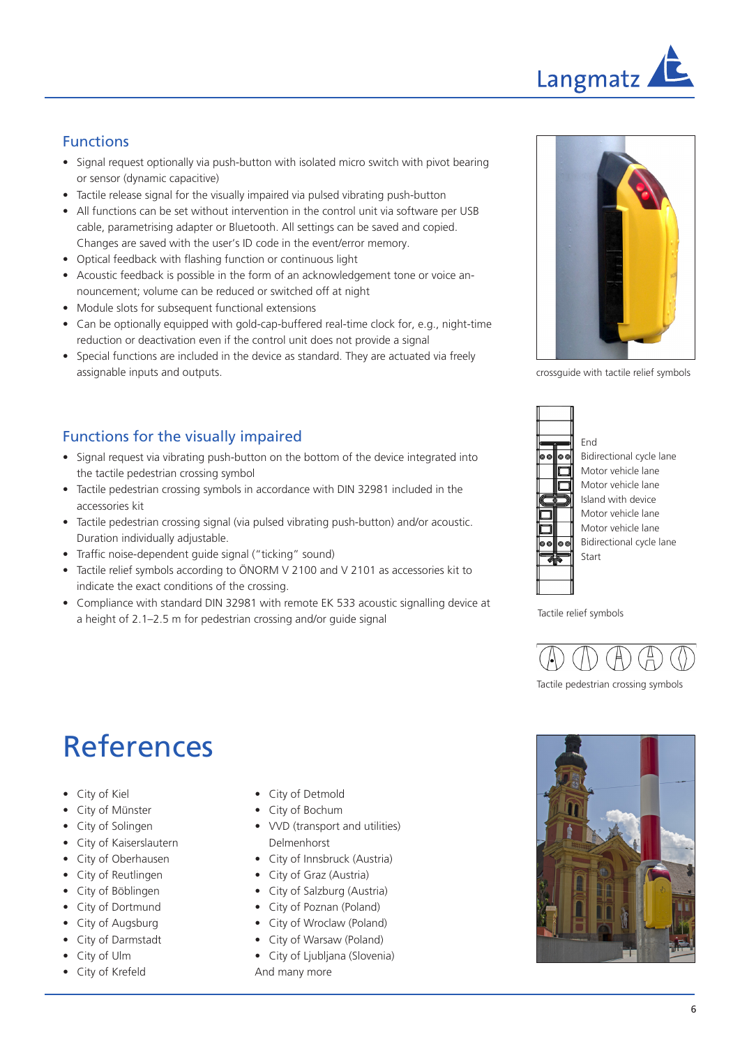## Functions

- Signal request optionally via push-button with isolated micro switch with pivot bearing or sensor (dynamic capacitive)
- Tactile release signal for the visually impaired via pulsed vibrating push-button
- All functions can be set without intervention in the control unit via software per USB cable, parametrising adapter or Bluetooth. All settings can be saved and copied. Changes are saved with the user's ID code in the event/error memory.
- Optical feedback with flashing function or continuous light
- Acoustic feedback is possible in the form of an acknowledgement tone or voice announcement; volume can be reduced or switched off at night
- Module slots for subsequent functional extensions
- Can be optionally equipped with gold-cap-buffered real-time clock for, e.g., night-time reduction or deactivation even if the control unit does not provide a signal
- Special functions are included in the device as standard. They are actuated via freely assignable inputs and outputs.

crossguide with tactile relief symbols

## Functions for the visually impaired

- Signal request via vibrating push-button on the bottom of the device integrated into the tactile pedestrian crossing symbol
- Tactile pedestrian crossing symbols in accordance with DIN 32981 included in the accessories kit
- Tactile pedestrian crossing signal (via pulsed vibrating push-button) and/or acoustic. Duration individually adjustable.
- Traffic noise-dependent guide signal ("ticking" sound)
- Tactile relief symbols according to ÖNORM V 2100 and V 2101 as accessories kit to indicate the exact conditions of the crossing.
- Compliance with standard DIN 32981 with remote EK 533 acoustic signalling device at a height of 2.1–2.5 m for pedestrian crossing and/or guide signal

End
Bidirectional cycle lane
Motor vehicle lane
Motor vehicle lane
Island with device
Motor vehicle lane
Motor vehicle lane
Bidirectional cycle lane
Start

Tactile relief symbols

Tactile pedestrian crossing symbols

# References

- City of Kiel
- City of Münster
- City of Solingen
- City of Kaiserslautern
- City of Oberhausen
- City of Reutlingen
- City of Böblingen
- City of Dortmund
- City of Augsburg
- City of Darmstadt
- City of Ulm
- City of Krefeld
- City of Detmold
- City of Bochum
- VVD (transport and utilities) Delmenhorst
- City of Innsbruck (Austria)
- City of Graz (Austria)
- City of Salzburg (Austria)
- City of Poznan (Poland)
- City of Wroclaw (Poland)
- City of Warsaw (Poland)
- City of Ljubljana (Slovenia)

And many more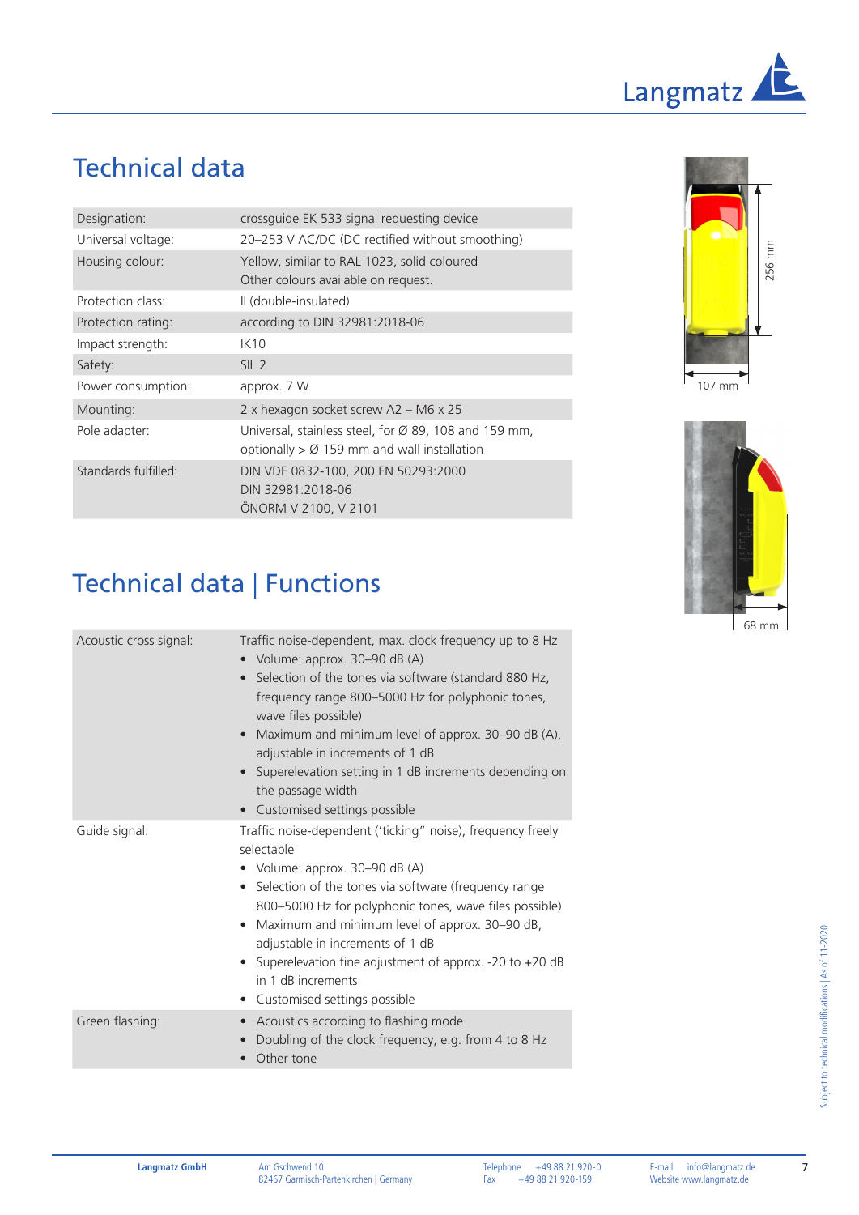# Technical data

| | |
|---|---|
| Designation: | crossguide EK 533 signal requesting device |
| Universal voltage: | 20–253 V AC/DC (DC rectified without smoothing) |
| Housing colour: | Yellow, similar to RAL 1023, solid coloured<br>Other colours available on request. |
| Protection class: | II (double-insulated) |
| Protection rating: | according to DIN 32981:2018-06 |
| Impact strength: | IK10 |
| Safety: | SIL 2 |
| Power consumption: | approx. 7 W |
| Mounting: | 2 x hexagon socket screw A2 – M6 x 25 |
| Pole adapter: | Universal, stainless steel, for Ø 89, 108 and 159 mm, optionally > Ø 159 mm and wall installation |
| Standards fulfilled: | DIN VDE 0832-100, 200 EN 50293:2000<br>DIN 32981:2018-06<br>ÖNORM V 2100, V 2101 |

256 mm

107 mm

68 mm

# Technical data | Functions

| | |
|---|---|
| Acoustic cross signal: | Traffic noise-dependent, max. clock frequency up to 8 Hz<br>• Volume: approx. 30–90 dB (A)<br>• Selection of the tones via software (standard 880 Hz, frequency range 800–5000 Hz for polyphonic tones, wave files possible)<br>• Maximum and minimum level of approx. 30–90 dB (A), adjustable in increments of 1 dB<br>• Superelevation setting in 1 dB increments depending on the passage width<br>• Customised settings possible |
| Guide signal: | Traffic noise-dependent ('ticking" noise), frequency freely selectable<br>• Volume: approx. 30–90 dB (A)<br>• Selection of the tones via software (frequency range 800–5000 Hz for polyphonic tones, wave files possible)<br>• Maximum and minimum level of approx. 30–90 dB, adjustable in increments of 1 dB<br>• Superelevation fine adjustment of approx. -20 to +20 dB in 1 dB increments<br>• Customised settings possible |
| Green flashing: | • Acoustics according to flashing mode<br>• Doubling of the clock frequency, e.g. from 4 to 8 Hz<br>• Other tone |

Subject to technical modifications | As of 11-2020